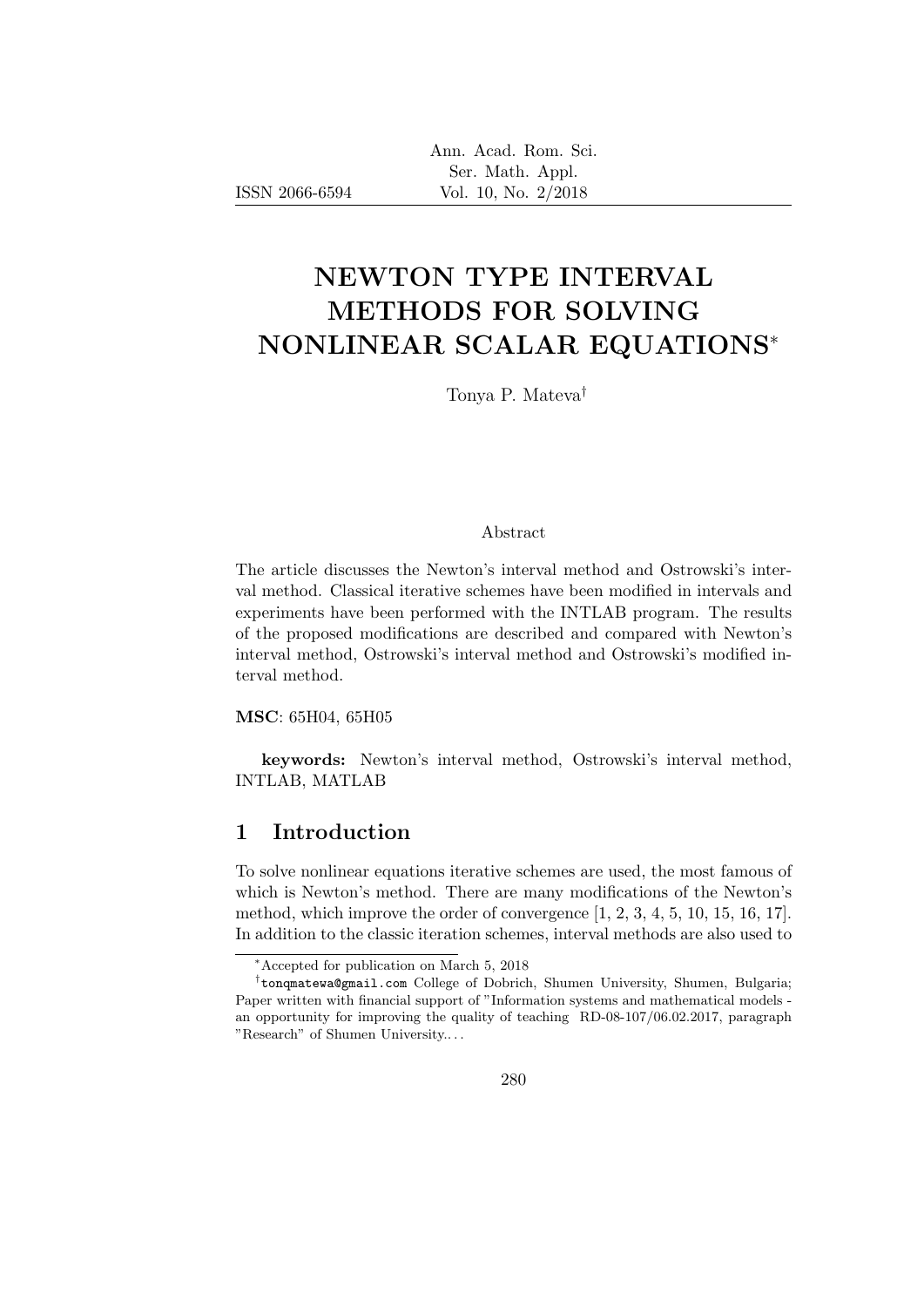ISSN 2066-6594

# NEWTON TYPE INTERVAL METHODS FOR SOLVING NONLINEAR SCALAR EQUATIONS*

Tonya P. Mateva†

## Abstract

The article discusses the Newton's interval method and Ostrowski's interval method. Classical iterative schemes have been modified in intervals and experiments have been performed with the INTLAB program. The results of the proposed modifications are described and compared with Newton's interval method, Ostrowski's interval method and Ostrowski's modified interval method.

**MSC**: 65H04, 65H05

**keywords:** Newton's interval method, Ostrowski's interval method, INTLAB, MATLAB

## 1 Introduction

To solve nonlinear equations iterative schemes are used, the most famous of which is Newton's method. There are many modifications of the Newton's method, which improve the order of convergence [1, 2, 3, 4, 5, 10, 15, 16, 17]. In addition to the classic iteration schemes, interval methods are also used to

---

*Accepted for publication on March 5, 2018

†tonqmatewa@gmail.com College of Dobrich, Shumen University, Shumen, Bulgaria; Paper written with financial support of "Information systems and mathematical models - an opportunity for improving the quality of teaching RD-08-107/06.02.2017, paragraph "Research" of Shumen University....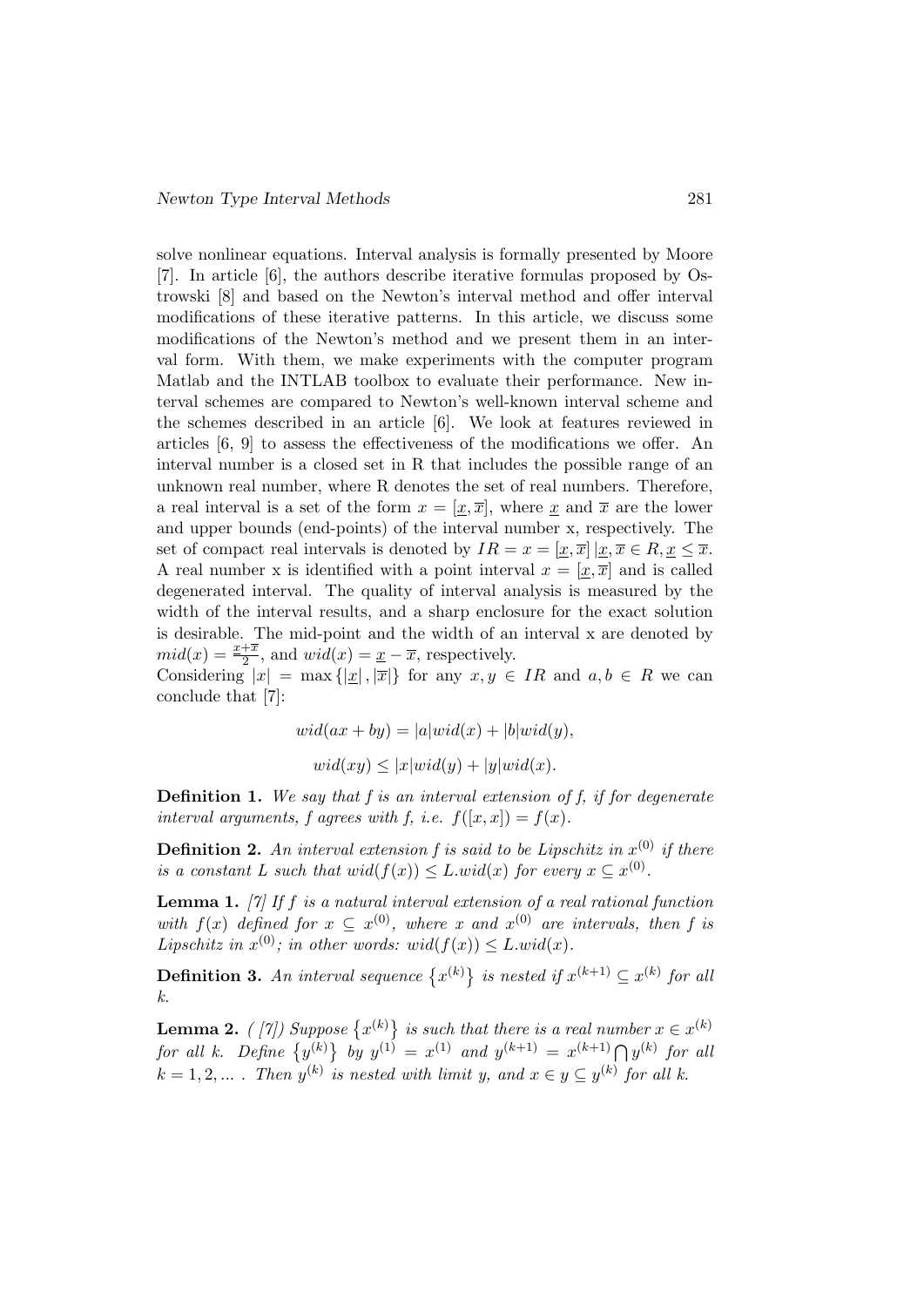solve nonlinear equations. Interval analysis is formally presented by Moore [7]. In article [6], the authors describe iterative formulas proposed by Ostrowski [8] and based on the Newton's interval method and offer interval modifications of these iterative patterns. In this article, we discuss some modifications of the Newton's method and we present them in an interval form. With them, we make experiments with the computer program Matlab and the INTLAB toolbox to evaluate their performance. New interval schemes are compared to Newton's well-known interval scheme and the schemes described in an article [6]. We look at features reviewed in articles [6, 9] to assess the effectiveness of the modifications we offer. An interval number is a closed set in R that includes the possible range of an unknown real number, where R denotes the set of real numbers. Therefore, a real interval is a set of the form $x = [\underline{x}, \overline{x}]$, where $\underline{x}$ and $\overline{x}$ are the lower and upper bounds (end-points) of the interval number x, respectively. The set of compact real intervals is denoted by $IR = x = [\underline{x}, \overline{x}] \, |\underline{x}, \overline{x} \in R, \underline{x} \leq \overline{x}$. A real number x is identified with a point interval $x = [\underline{x}, \overline{x}]$ and is called degenerated interval. The quality of interval analysis is measured by the width of the interval results, and a sharp enclosure for the exact solution is desirable. The mid-point and the width of an interval x are denoted by $mid(x) = \frac{\underline{x}+\overline{x}}{2}$, and $wid(x) = \underline{x} - \overline{x}$, respectively.
Considering $|x| = \max\{|\underline{x}|, |\overline{x}|\}$ for any $x, y \in IR$ and $a, b \in R$ we can conclude that [7]:

$$wid(ax + by) = |a|wid(x) + |b|wid(y),$$

$$wid(xy) \leq |x|wid(y) + |y|wid(x).$$

**Definition 1.** *We say that f is an interval extension of f, if for degenerate interval arguments, f agrees with f, i.e.* $f([x, x]) = f(x)$.

**Definition 2.** *An interval extension f is said to be Lipschitz in* $x^{(0)}$ *if there is a constant L such that* $wid(f(x)) \leq L.wid(x)$ *for every* $x \subseteq x^{(0)}$.

**Lemma 1.** *[7] If f is a natural interval extension of a real rational function with* $f(x)$ *defined for* $x \subseteq x^{(0)}$*, where x and* $x^{(0)}$ *are intervals, then f is Lipschitz in* $x^{(0)}$*; in other words:* $wid(f(x)) \leq L.wid(x)$.

**Definition 3.** *An interval sequence* $\{x^{(k)}\}$ *is nested if* $x^{(k+1)} \subseteq x^{(k)}$ *for all k.*

**Lemma 2.** *( [7]) Suppose* $\{x^{(k)}\}$ *is such that there is a real number* $x \in x^{(k)}$ *for all k. Define* $\{y^{(k)}\}$ *by* $y^{(1)} = x^{(1)}$ *and* $y^{(k+1)} = x^{(k+1)} \bigcap y^{(k)}$ *for all* $k = 1, 2, ...$ *. Then* $y^{(k)}$ *is nested with limit y, and* $x \in y \subseteq y^{(k)}$ *for all k.*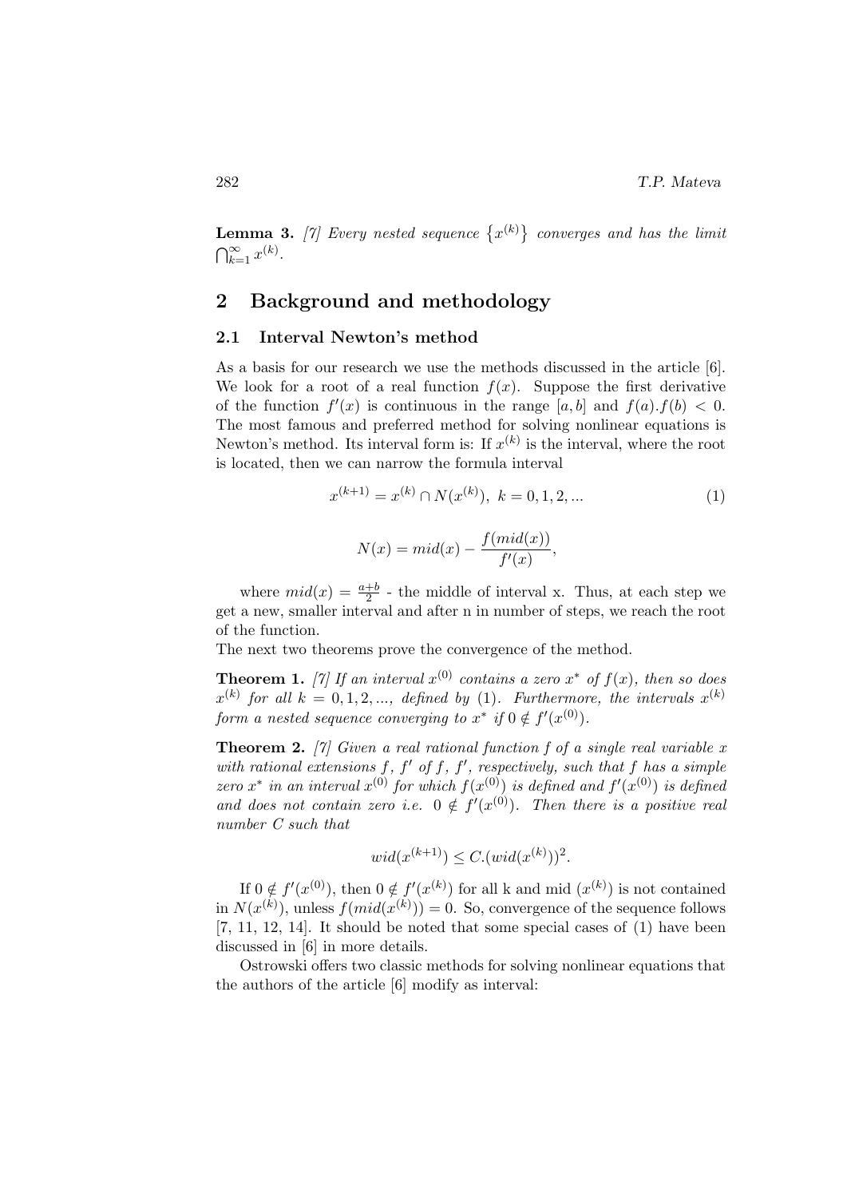**Lemma 3.** *[7] Every nested sequence $\{x^{(k)}\}$ converges and has the limit $\bigcap_{k=1}^{\infty} x^{(k)}$.*

## 2 Background and methodology

### 2.1 Interval Newton's method

As a basis for our research we use the methods discussed in the article [6]. We look for a root of a real function $f(x)$. Suppose the first derivative of the function $f'(x)$ is continuous in the range $[a, b]$ and $f(a).f(b) < 0$. The most famous and preferred method for solving nonlinear equations is Newton's method. Its interval form is: If $x^{(k)}$ is the interval, where the root is located, then we can narrow the formula interval

$$x^{(k+1)} = x^{(k)} \cap N(x^{(k)}),\ k = 0, 1, 2, ... \tag{1}$$

$$N(x) = mid(x) - \frac{f(mid(x))}{f'(x)},$$

where $mid(x) = \frac{a+b}{2}$ - the middle of interval x. Thus, at each step we get a new, smaller interval and after n in number of steps, we reach the root of the function.

The next two theorems prove the convergence of the method.

**Theorem 1.** *[7] If an interval $x^{(0)}$ contains a zero $x^*$ of $f(x)$, then so does $x^{(k)}$ for all $k = 0, 1, 2, ...,$ defined by (1). Furthermore, the intervals $x^{(k)}$ form a nested sequence converging to $x^*$ if $0 \notin f'(x^{(0)})$.*

**Theorem 2.** *[7] Given a real rational function f of a single real variable x with rational extensions $f$, $f'$ of $f$, $f'$, respectively, such that f has a simple zero $x^*$ in an interval $x^{(0)}$ for which $f(x^{(0)})$ is defined and $f'(x^{(0)})$ is defined and does not contain zero i.e. $0 \notin f'(x^{(0)})$. Then there is a positive real number C such that*

$$wid(x^{(k+1)}) \leq C.(wid(x^{(k)}))^2.$$

If $0 \notin f'(x^{(0)})$, then $0 \notin f'(x^{(k)})$ for all k and mid $(x^{(k)})$ is not contained in $N(x^{(k)})$, unless $f(mid(x^{(k)})) = 0$. So, convergence of the sequence follows [7, 11, 12, 14]. It should be noted that some special cases of (1) have been discussed in [6] in more details.

Ostrowski offers two classic methods for solving nonlinear equations that the authors of the article [6] modify as interval: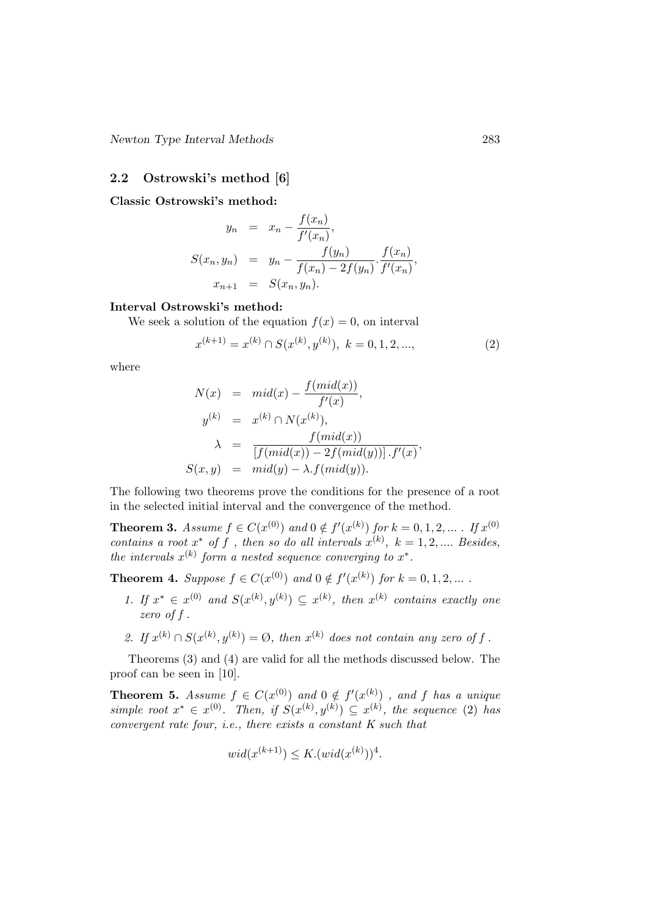### 2.2 Ostrowski's method [6]

**Classic Ostrowski's method:**

$$
\begin{aligned}
y_n &= x_n - \frac{f(x_n)}{f'(x_n)}, \\
S(x_n, y_n) &= y_n - \frac{f(y_n)}{f(x_n) - 2f(y_n)} . \frac{f(x_n)}{f'(x_n)}, \\
x_{n+1} &= S(x_n, y_n).
\end{aligned}
$$

**Interval Ostrowski's method:**

We seek a solution of the equation $f(x) = 0$, on interval

$$
x^{(k+1)} = x^{(k)} \cap S(x^{(k)}, y^{(k)}),\ k = 0, 1, 2, ..., \tag{2}
$$

where

$$
\begin{aligned}
N(x) &= mid(x) - \frac{f(mid(x))}{f'(x)}, \\
y^{(k)} &= x^{(k)} \cap N(x^{(k)}), \\
\lambda &= \frac{f(mid(x))}{[f(mid(x)) - 2f(mid(y))] . f'(x)}, \\
S(x, y) &= mid(y) - \lambda . f(mid(y)).
\end{aligned}
$$

The following two theorems prove the conditions for the presence of a root in the selected initial interval and the convergence of the method.

**Theorem 3.** *Assume $f \in C(x^{(0)})$ and $0 \notin f'(x^{(k)})$ for $k = 0, 1, 2, ...$ . If $x^{(0)}$ contains a root $x^*$ of $f$ , then so do all intervals $x^{(k)},\ k = 1, 2, ....$ Besides, the intervals $x^{(k)}$ form a nested sequence converging to $x^*$.*

**Theorem 4.** *Suppose $f \in C(x^{(0)})$ and $0 \notin f'(x^{(k)})$ for $k = 0, 1, 2, ...$ .*

1. *If $x^* \in x^{(0)}$ and $S(x^{(k)}, y^{(k)}) \subseteq x^{(k)}$, then $x^{(k)}$ contains exactly one zero of $f$ .*
2. *If $x^{(k)} \cap S(x^{(k)}, y^{(k)}) = \emptyset$, then $x^{(k)}$ does not contain any zero of $f$ .*

Theorems (3) and (4) are valid for all the methods discussed below. The proof can be seen in [10].

**Theorem 5.** *Assume $f \in C(x^{(0)})$ and $0 \notin f'(x^{(k)})$ , and $f$ has a unique simple root $x^* \in x^{(0)}$. Then, if $S(x^{(k)}, y^{(k)}) \subseteq x^{(k)}$, the sequence (2) has convergent rate four, i.e., there exists a constant $K$ such that*

$$
wid(x^{(k+1)}) \leq K.(wid(x^{(k)}))^4.
$$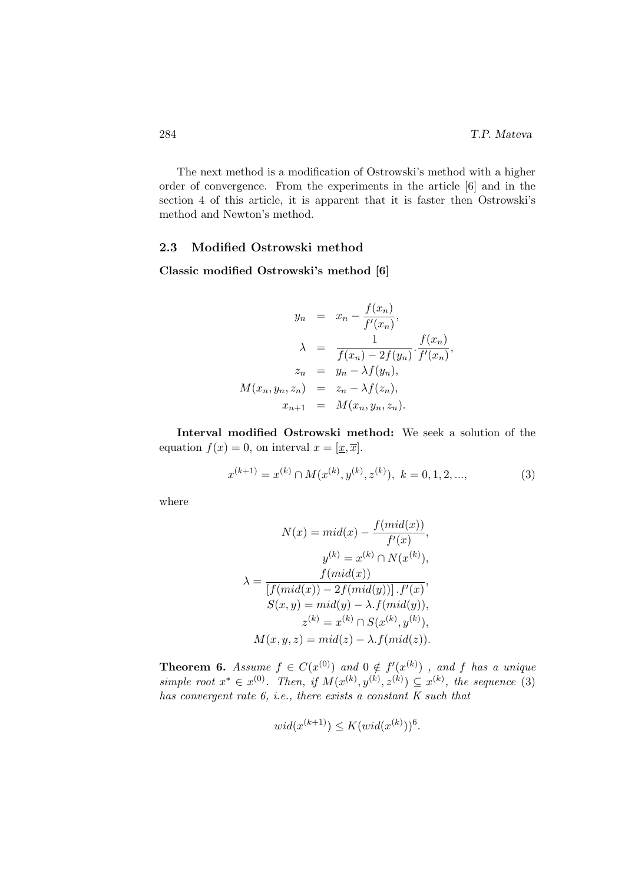The next method is a modification of Ostrowski's method with a higher order of convergence. From the experiments in the article [6] and in the section 4 of this article, it is apparent that it is faster then Ostrowski's method and Newton's method.

### 2.3 Modified Ostrowski method

**Classic modified Ostrowski's method [6]**

$$
\begin{aligned}
y_n &= x_n - \frac{f(x_n)}{f'(x_n)}, \\
\lambda &= \frac{1}{f(x_n) - 2f(y_n)} . \frac{f(x_n)}{f'(x_n)}, \\
z_n &= y_n - \lambda f(y_n), \\
M(x_n, y_n, z_n) &= z_n - \lambda f(z_n), \\
x_{n+1} &= M(x_n, y_n, z_n).
\end{aligned}
$$

**Interval modified Ostrowski method:** We seek a solution of the equation $f(x) = 0$, on interval $x = [\underline{x}, \overline{x}]$.

$$
x^{(k+1)} = x^{(k)} \cap M(x^{(k)}, y^{(k)}, z^{(k)}), \ k = 0, 1, 2, ..., \tag{3}
$$

where

$$
\begin{aligned}
N(x) &= mid(x) - \frac{f(mid(x))}{f'(x)}, \\
y^{(k)} &= x^{(k)} \cap N(x^{(k)}), \\
\lambda &= \frac{f(mid(x))}{[f(mid(x)) - 2f(mid(y))] . f'(x)}, \\
S(x, y) &= mid(y) - \lambda . f(mid(y)), \\
z^{(k)} &= x^{(k)} \cap S(x^{(k)}, y^{(k)}), \\
M(x, y, z) &= mid(z) - \lambda . f(mid(z)).
\end{aligned}
$$

**Theorem 6.** *Assume $f \in C(x^{(0)})$ and $0 \notin f'(x^{(k)})$ , and $f$ has a unique simple root $x^* \in x^{(0)}$. Then, if $M(x^{(k)}, y^{(k)}, z^{(k)}) \subseteq x^{(k)}$, the sequence* (3) *has convergent rate 6, i.e., there exists a constant $K$ such that*

$$
wid(x^{(k+1)}) \leq K(wid(x^{(k)}))^6.
$$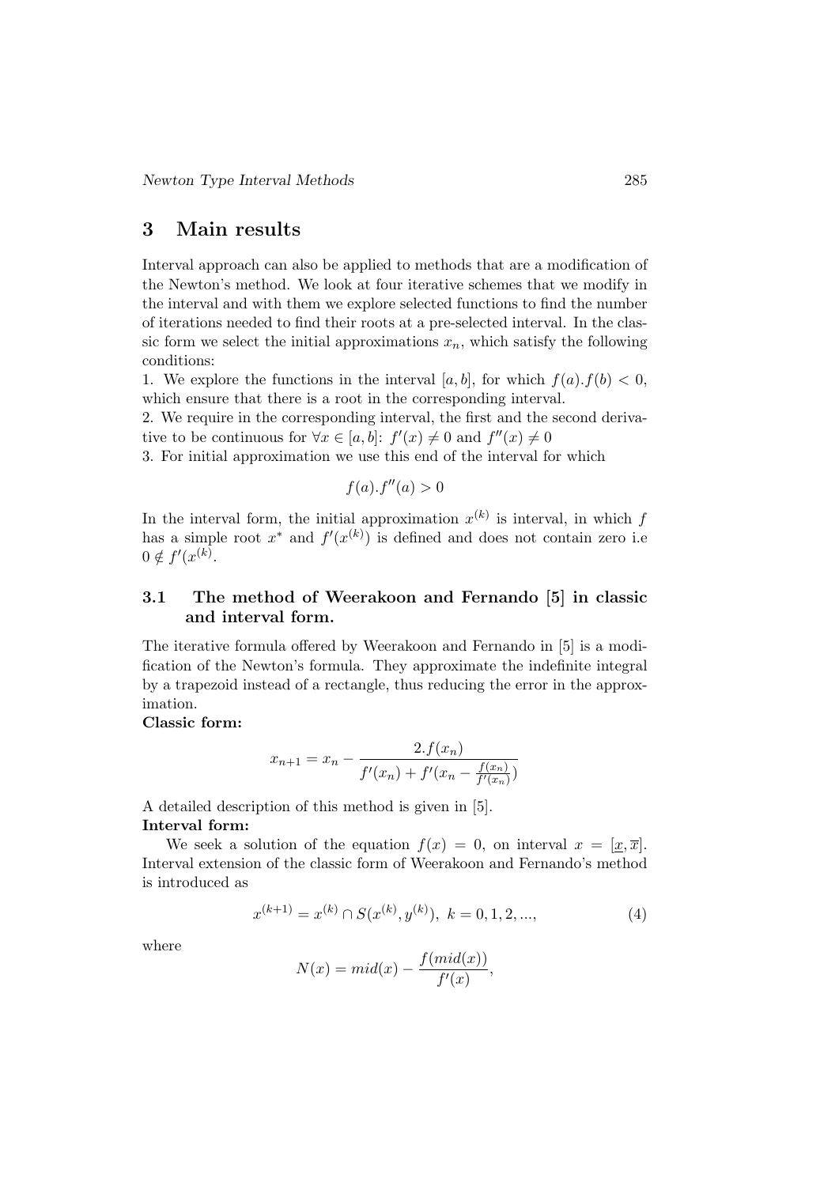## 3 Main results

Interval approach can also be applied to methods that are a modification of the Newton's method. We look at four iterative schemes that we modify in the interval and with them we explore selected functions to find the number of iterations needed to find their roots at a pre-selected interval. In the classic form we select the initial approximations $x_n$, which satisfy the following conditions:

1. We explore the functions in the interval $[a, b]$, for which $f(a).f(b) < 0$, which ensure that there is a root in the corresponding interval.
2. We require in the corresponding interval, the first and the second derivative to be continuous for $\forall x \in [a, b]$: $f'(x) \neq 0$ and $f''(x) \neq 0$
3. For initial approximation we use this end of the interval for which

$$f(a).f''(a) > 0$$

In the interval form, the initial approximation $x^{(k)}$ is interval, in which $f$ has a simple root $x^*$ and $f'(x^{(k)})$ is defined and does not contain zero i.e $0 \notin f'(x^{(k)}$.

### 3.1 The method of Weerakoon and Fernando [5] in classic and interval form.

The iterative formula offered by Weerakoon and Fernando in [5] is a modification of the Newton's formula. They approximate the indefinite integral by a trapezoid instead of a rectangle, thus reducing the error in the approximation.

**Classic form:**

$$x_{n+1} = x_n - \frac{2.f(x_n)}{f'(x_n) + f'(x_n - \frac{f(x_n)}{f'(x_n)})}$$

A detailed description of this method is given in [5].

**Interval form:**

We seek a solution of the equation $f(x) = 0$, on interval $x = [\underline{x}, \overline{x}]$. Interval extension of the classic form of Weerakoon and Fernando's method is introduced as

$$x^{(k+1)} = x^{(k)} \cap S(x^{(k)}, y^{(k)}), \; k = 0, 1, 2, ..., \tag{4}$$

where

$$N(x) = mid(x) - \frac{f(mid(x))}{f'(x)},$$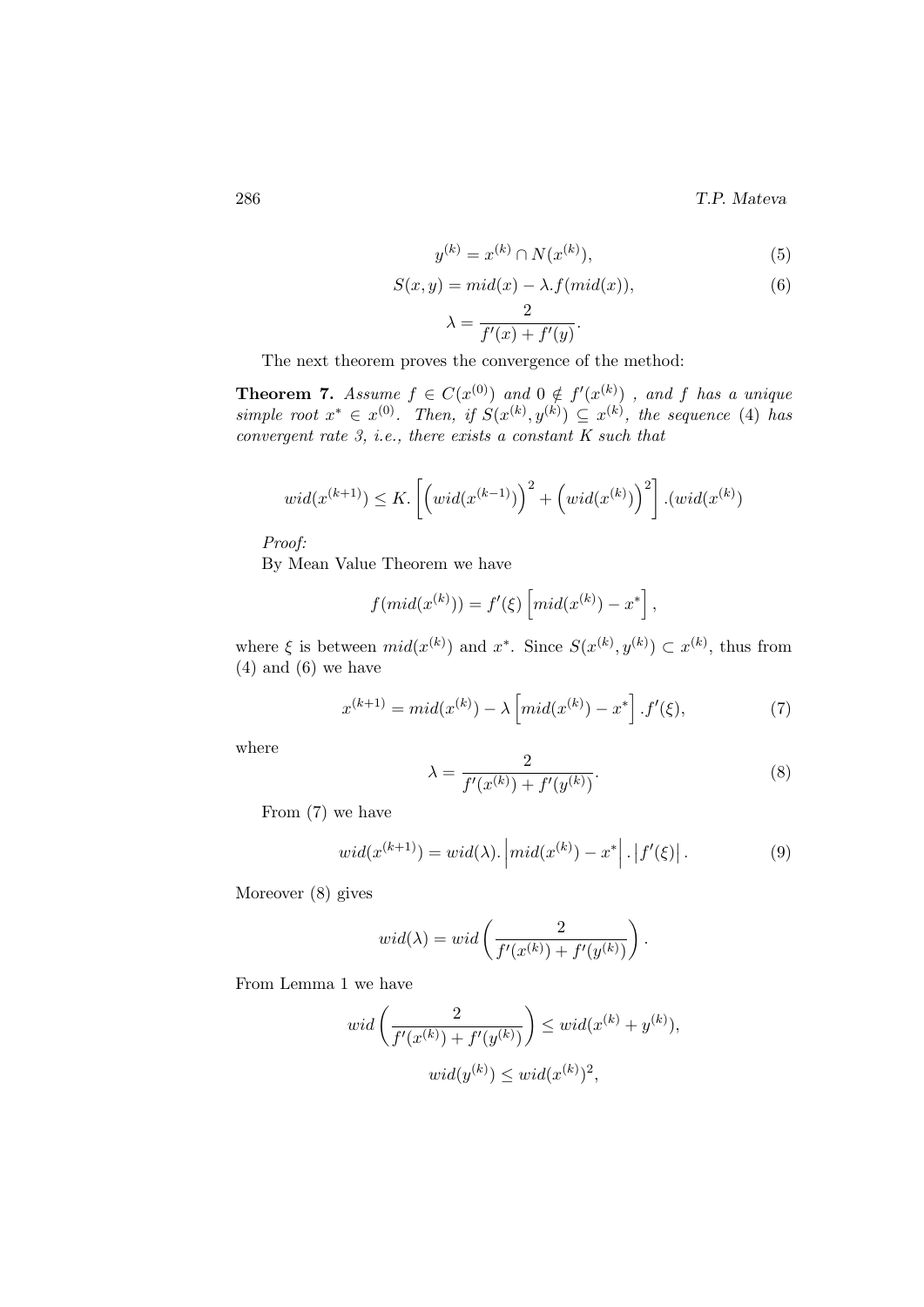$$y^{(k)} = x^{(k)} \cap N(x^{(k)}), \tag{5}$$

$$S(x, y) = mid(x) - \lambda . f(mid(x)), \tag{6}$$

$$\lambda = \frac{2}{f'(x) + f'(y)}.$$

The next theorem proves the convergence of the method:

**Theorem 7.** *Assume $f \in C(x^{(0)})$ and $0 \notin f'(x^{(k)})$ , and $f$ has a unique simple root $x^* \in x^{(0)}$. Then, if $S(x^{(k)}, y^{(k)}) \subseteq x^{(k)}$, the sequence (4) has convergent rate 3, i.e., there exists a constant $K$ such that*

$$wid(x^{(k+1)}) \leq K. \left[ \left( wid(x^{(k-1)}) \right)^2 + \left( wid(x^{(k)}) \right)^2 \right] .(wid(x^{(k)})$$

*Proof:*

By Mean Value Theorem we have

$$f(mid(x^{(k)})) = f'(\xi) \left[ mid(x^{(k)}) - x^* \right],$$

where $\xi$ is between $mid(x^{(k)})$ and $x^*$. Since $S(x^{(k)}, y^{(k)}) \subset x^{(k)}$, thus from (4) and (6) we have

$$x^{(k+1)} = mid(x^{(k)}) - \lambda \left[ mid(x^{(k)}) - x^* \right] .f'(\xi), \tag{7}$$

where

$$\lambda = \frac{2}{f'(x^{(k)}) + f'(y^{(k)})}. \tag{8}$$

From (7) we have

$$wid(x^{(k+1)}) = wid(\lambda). \left| mid(x^{(k)}) - x^* \right| . \left| f'(\xi) \right| . \tag{9}$$

Moreover (8) gives

$$wid(\lambda) = wid \left( \frac{2}{f'(x^{(k)}) + f'(y^{(k)})} \right).$$

From Lemma 1 we have

$$wid \left( \frac{2}{f'(x^{(k)}) + f'(y^{(k)})} \right) \leq wid(x^{(k)} + y^{(k)}),$$

$$wid(y^{(k)}) \leq wid(x^{(k)})^2,$$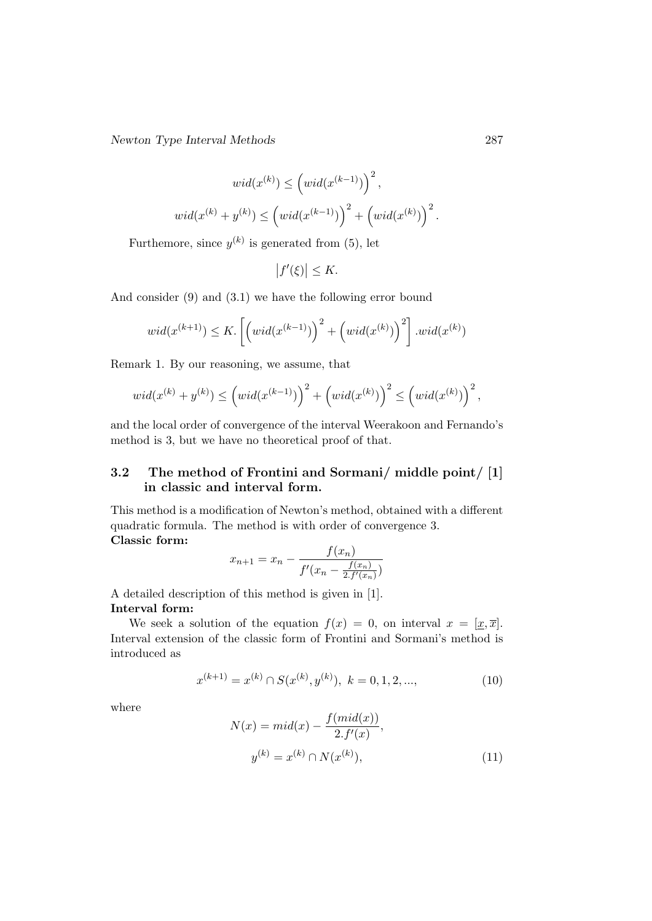$$wid(x^{(k)}) \leq \left(wid(x^{(k-1)})\right)^2,$$

$$wid(x^{(k)} + y^{(k)}) \leq \left(wid(x^{(k-1)})\right)^2 + \left(wid(x^{(k)})\right)^2.$$

Futhemore, since $y^{(k)}$ is generated from (5), let

$$\left|f'(\xi)\right| \leq K.$$

And consider (9) and (3.1) we have the following error bound

$$wid(x^{(k+1)}) \leq K. \left[\left(wid(x^{(k-1)})\right)^2 + \left(wid(x^{(k)})\right)^2\right].wid(x^{(k)})$$

Remark 1. By our reasoning, we assume, that

$$wid(x^{(k)} + y^{(k)}) \leq \left(wid(x^{(k-1)})\right)^2 + \left(wid(x^{(k)})\right)^2 \leq \left(wid(x^{(k)})\right)^2,$$

and the local order of convergence of the interval Weerakoon and Fernando's method is 3, but we have no theoretical proof of that.

## 3.2 The method of Frontini and Sormani/ middle point/ [1] in classic and interval form.

This method is a modification of Newton's method, obtained with a different quadratic formula. The method is with order of convergence 3.

**Classic form:**

$$x_{n+1} = x_n - \frac{f(x_n)}{f'(x_n - \frac{f(x_n)}{2.f'(x_n)})}$$

A detailed description of this method is given in [1].

**Interval form:**

We seek a solution of the equation $f(x) = 0$, on interval $x = [\underline{x}, \overline{x}]$. Interval extension of the classic form of Frontini and Sormani's method is introduced as

$$x^{(k+1)} = x^{(k)} \cap S(x^{(k)}, y^{(k)}),\ k = 0, 1, 2, ..., \tag{10}$$

where

$$N(x) = mid(x) - \frac{f(mid(x))}{2.f'(x)},$$

$$y^{(k)} = x^{(k)} \cap N(x^{(k)}), \tag{11}$$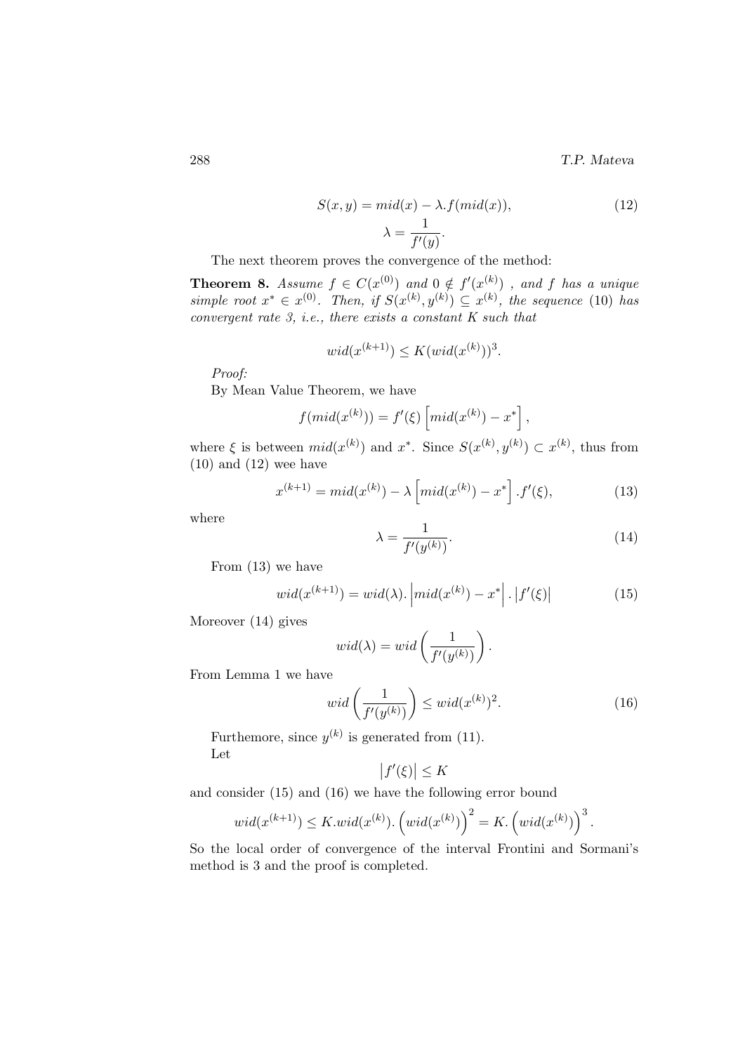$$S(x,y) = mid(x) - \lambda . f(mid(x)), \tag{12}$$
$$\lambda = \frac{1}{f'(y)}.$$

The next theorem proves the convergence of the method:

**Theorem 8.** *Assume $f \in C(x^{(0)})$ and $0 \notin f'(x^{(k)})$ , and $f$ has a unique simple root $x^* \in x^{(0)}$. Then, if $S(x^{(k)}, y^{(k)}) \subseteq x^{(k)}$, the sequence* (10) *has convergent rate 3, i.e., there exists a constant $K$ such that*

$$wid(x^{(k+1)}) \leq K(wid(x^{(k)}))^3.$$

*Proof:*

By Mean Value Theorem, we have

$$f(mid(x^{(k)})) = f'(\xi)\left[mid(x^{(k)}) - x^*\right],$$

where $\xi$ is between $mid(x^{(k)})$ and $x^*$. Since $S(x^{(k)}, y^{(k)}) \subset x^{(k)}$, thus from (10) and (12) wee have

$$x^{(k+1)} = mid(x^{(k)}) - \lambda\left[mid(x^{(k)}) - x^*\right].f'(\xi), \tag{13}$$

where

$$\lambda = \frac{1}{f'(y^{(k)})}. \tag{14}$$

From (13) we have

$$wid(x^{(k+1)}) = wid(\lambda).\left|mid(x^{(k)}) - x^*\right|.\left|f'(\xi)\right| \tag{15}$$

Moreover (14) gives

$$wid(\lambda) = wid\left(\frac{1}{f'(y^{(k)})}\right).$$

From Lemma 1 we have

$$wid\left(\frac{1}{f'(y^{(k)})}\right) \leq wid(x^{(k)})^2. \tag{16}$$

Furthemore, since $y^{(k)}$ is generated from (11).

Let

$$\left|f'(\xi)\right| \leq K$$

and consider (15) and (16) we have the following error bound

$$wid(x^{(k+1)}) \leq K.wid(x^{(k)}).\left(wid(x^{(k)})\right)^2 = K.\left(wid(x^{(k)})\right)^3.$$

So the local order of convergence of the interval Frontini and Sormani's method is 3 and the proof is completed.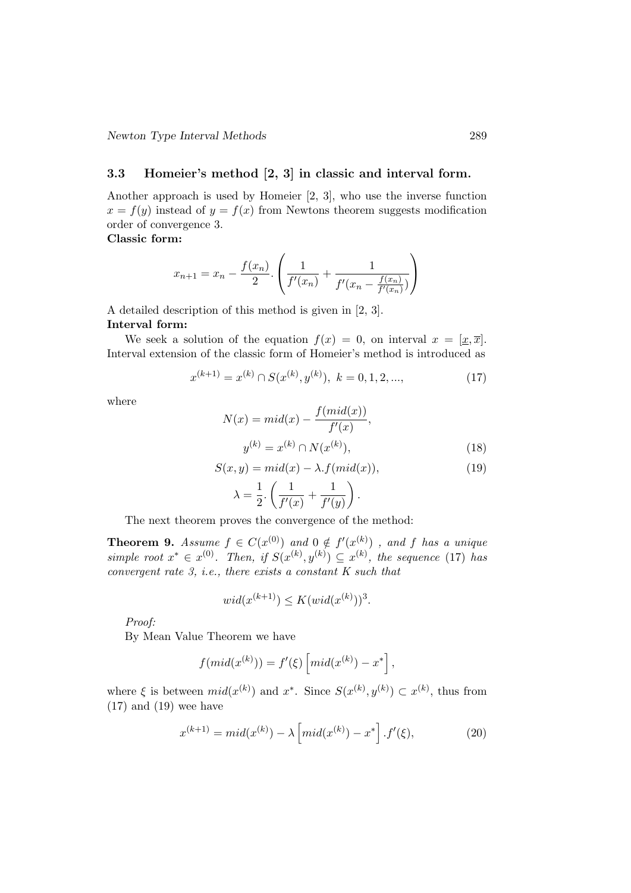### 3.3 Homeier's method [2, 3] in classic and interval form.

Another approach is used by Homeier [2, 3], who use the inverse function $x = f(y)$ instead of $y = f(x)$ from Newtons theorem suggests modification order of convergence 3.

**Classic form:**

$$x_{n+1} = x_n - \frac{f(x_n)}{2} . \left( \frac{1}{f'(x_n)} + \frac{1}{f'(x_n - \frac{f(x_n)}{f'(x_n)})} \right)$$

A detailed description of this method is given in [2, 3].

**Interval form:**

We seek a solution of the equation $f(x) = 0$, on interval $x = [\underline{x}, \overline{x}]$. Interval extension of the classic form of Homeier's method is introduced as

$$x^{(k+1)} = x^{(k)} \cap S(x^{(k)}, y^{(k)}), \; k = 0, 1, 2, ..., \tag{17}$$

where

$$N(x) = mid(x) - \frac{f(mid(x))}{f'(x)},$$

$$y^{(k)} = x^{(k)} \cap N(x^{(k)}), \tag{18}$$

$$S(x, y) = mid(x) - \lambda . f(mid(x)), \tag{19}$$

$$\lambda = \frac{1}{2} . \left( \frac{1}{f'(x)} + \frac{1}{f'(y)} \right).$$

The next theorem proves the convergence of the method:

**Theorem 9.** *Assume $f \in C(x^{(0)})$ and $0 \notin f'(x^{(k)})$ , and $f$ has a unique simple root $x^* \in x^{(0)}$. Then, if $S(x^{(k)}, y^{(k)}) \subseteq x^{(k)}$, the sequence* (17) *has convergent rate 3, i.e., there exists a constant $K$ such that*

$$wid(x^{(k+1)}) \leq K(wid(x^{(k)}))^3.$$

*Proof:*

By Mean Value Theorem we have

$$f(mid(x^{(k)})) = f'(\xi) \left[ mid(x^{(k)}) - x^* \right],$$

where $\xi$ is between $mid(x^{(k)})$ and $x^*$. Since $S(x^{(k)}, y^{(k)}) \subset x^{(k)}$, thus from (17) and (19) wee have

$$x^{(k+1)} = mid(x^{(k)}) - \lambda \left[ mid(x^{(k)}) - x^* \right] . f'(\xi), \tag{20}$$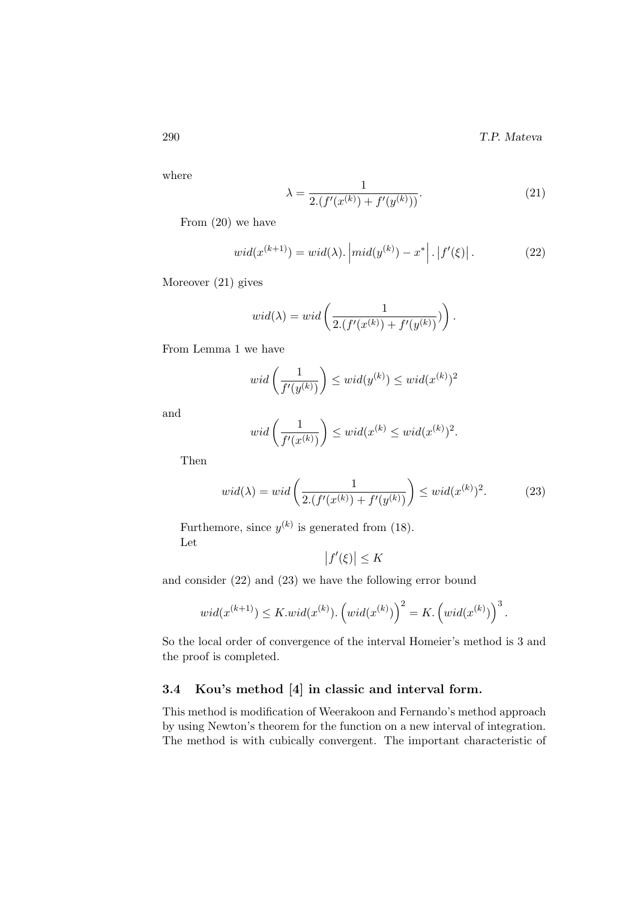where

$$\lambda = \frac{1}{2.(f'(x^{(k)}) + f'(y^{(k)}))}. \tag{21}$$

From (20) we have

$$wid(x^{(k+1)}) = wid(\lambda). \left| mid(y^{(k)}) - x^* \right| . \left| f'(\xi) \right| . \tag{22}$$

Moreover (21) gives

$$wid(\lambda) = wid \left( \frac{1}{2.(f'(x^{(k)}) + f'(y^{(k)})} ) \right) .$$

From Lemma 1 we have

$$wid \left( \frac{1}{f'(y^{(k)})} \right) \leq wid(y^{(k)}) \leq wid(x^{(k)})^2$$

and

$$wid \left( \frac{1}{f'(x^{(k)})} \right) \leq wid(x^{(k)} \leq wid(x^{(k)})^2.$$

Then

$$wid(\lambda) = wid \left( \frac{1}{2.(f'(x^{(k)}) + f'(y^{(k)})} \right) \leq wid(x^{(k)})^2. \tag{23}$$

Furthemore, since $y^{(k)}$ is generated from (18).
Let

$$\left| f'(\xi) \right| \leq K$$

and consider (22) and (23) we have the following error bound

$$wid(x^{(k+1)}) \leq K.wid(x^{(k)}). \left( wid(x^{(k)}) \right)^2 = K. \left( wid(x^{(k)}) \right)^3 .$$

So the local order of convergence of the interval Homeier's method is 3 and the proof is completed.

### 3.4 Kou's method [4] in classic and interval form.

This method is modification of Weerakoon and Fernando's method approach by using Newton's theorem for the function on a new interval of integration. The method is with cubically convergent. The important characteristic of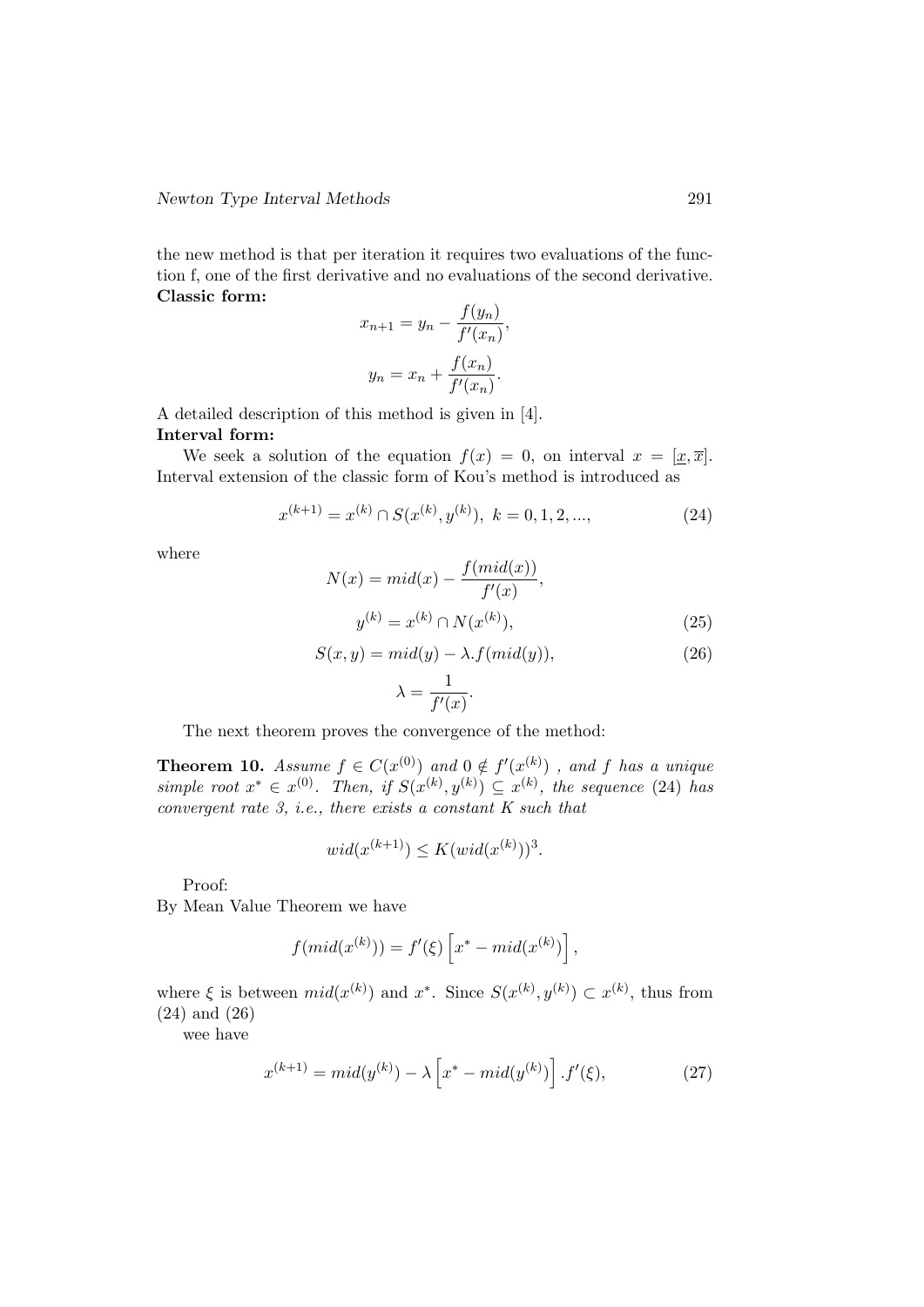the new method is that per iteration it requires two evaluations of the function f, one of the first derivative and no evaluations of the second derivative.
**Classic form:**

$$x_{n+1} = y_n - \frac{f(y_n)}{f'(x_n)},$$

$$y_n = x_n + \frac{f(x_n)}{f'(x_n)}.$$

A detailed description of this method is given in [4].
**Interval form:**

We seek a solution of the equation $f(x) = 0$, on interval $x = [\underline{x}, \overline{x}]$. Interval extension of the classic form of Kou's method is introduced as

$$x^{(k+1)} = x^{(k)} \cap S(x^{(k)}, y^{(k)}), \ k = 0, 1, 2, ..., \tag{24}$$

where

$$N(x) = mid(x) - \frac{f(mid(x))}{f'(x)},$$

$$y^{(k)} = x^{(k)} \cap N(x^{(k)}), \tag{25}$$

$$S(x, y) = mid(y) - \lambda.f(mid(y)), \tag{26}$$

$$\lambda = \frac{1}{f'(x)}.$$

The next theorem proves the convergence of the method:

**Theorem 10.** *Assume $f \in C(x^{(0)})$ and $0 \notin f'(x^{(k)})$ , and f has a unique simple root $x^* \in x^{(0)}$. Then, if $S(x^{(k)}, y^{(k)}) \subseteq x^{(k)}$, the sequence (24) has convergent rate 3, i.e., there exists a constant K such that*

$$wid(x^{(k+1)}) \leq K(wid(x^{(k)}))^3.$$

Proof:
By Mean Value Theorem we have

$$f(mid(x^{(k)})) = f'(\xi)\left[x^* - mid(x^{(k)})\right],$$

where $\xi$ is between $mid(x^{(k)})$ and $x^*$. Since $S(x^{(k)}, y^{(k)}) \subset x^{(k)}$, thus from (24) and (26)

wee have

$$x^{(k+1)} = mid(y^{(k)}) - \lambda\left[x^* - mid(y^{(k)})\right].f'(\xi), \tag{27}$$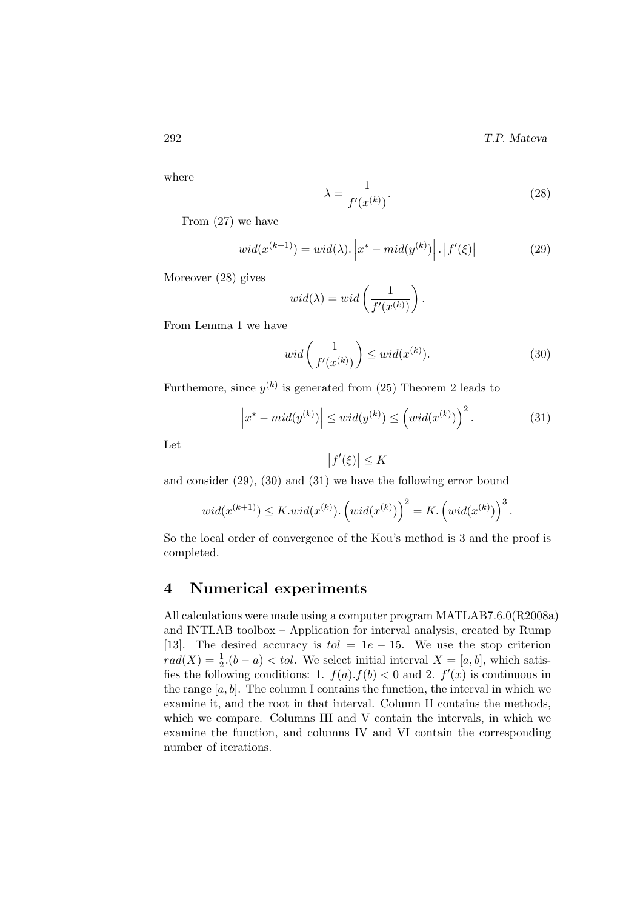where

$$\lambda = \frac{1}{f'(x^{(k)})}. \tag{28}$$

From (27) we have

$$wid(x^{(k+1)}) = wid(\lambda). \left| x^* - mid(y^{(k)}) \right| . \left| f'(\xi) \right| \tag{29}$$

Moreover (28) gives

$$wid(\lambda) = wid\left( \frac{1}{f'(x^{(k)})} \right).$$

From Lemma 1 we have

$$wid\left( \frac{1}{f'(x^{(k)})} \right) \leq wid(x^{(k)}). \tag{30}$$

Furthemore, since $y^{(k)}$ is generated from (25) Theorem 2 leads to

$$\left| x^* - mid(y^{(k)}) \right| \leq wid(y^{(k)}) \leq \left( wid(x^{(k)}) \right)^2. \tag{31}$$

Let

$$\left| f'(\xi) \right| \leq K$$

and consider (29), (30) and (31) we have the following error bound

$$wid(x^{(k+1)}) \leq K.wid(x^{(k)}). \left( wid(x^{(k)}) \right)^2 = K. \left( wid(x^{(k)}) \right)^3.$$

So the local order of convergence of the Kou's method is 3 and the proof is completed.

## 4 Numerical experiments

All calculations were made using a computer program MATLAB7.6.0(R2008a) and INTLAB toolbox – Application for interval analysis, created by Rump [13]. The desired accuracy is $tol = 1e - 15$. We use the stop criterion $rad(X) = \frac{1}{2}.(b - a) < tol$. We select initial interval $X = [a, b]$, which satisfies the following conditions: 1. $f(a).f(b) < 0$ and 2. $f'(x)$ is continuous in the range $[a, b]$. The column I contains the function, the interval in which we examine it, and the root in that interval. Column II contains the methods, which we compare. Columns III and V contain the intervals, in which we examine the function, and columns IV and VI contain the corresponding number of iterations.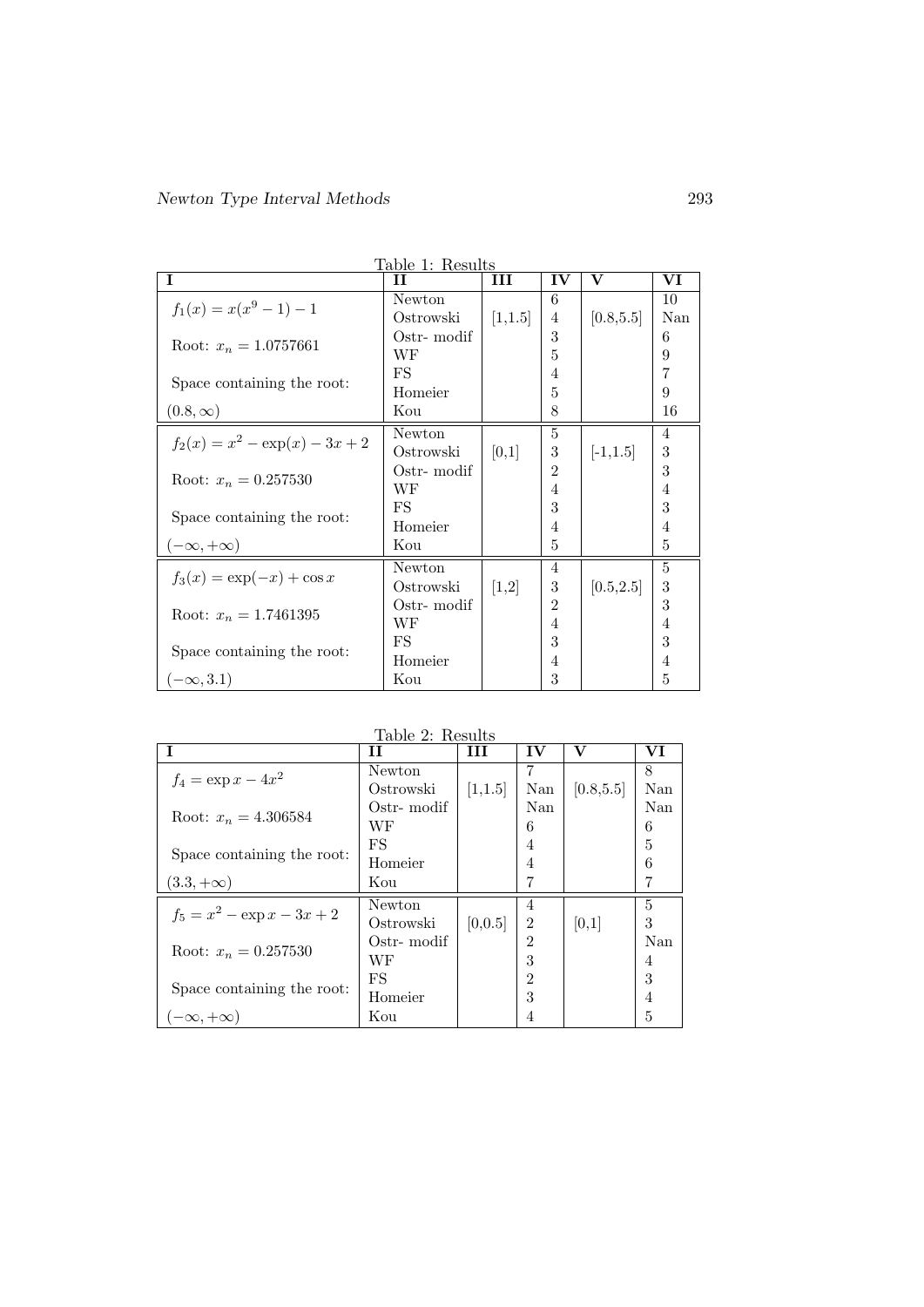Table 1: Results

| I | II | III | IV | V | VI |
|---|---|---|---|---|---|
| $f_1(x) = x(x^9 - 1) - 1$ | Newton | | 6 | | 10 |
| | Ostrowski | [1,1.5] | 4 | [0.8,5.5] | Nan |
| Root: $x_n = 1.0757661$ | Ostr- modif | | 3 | | 6 |
| | WF | | 5 | | 9 |
| Space containing the root: | FS | | 4 | | 7 |
| | Homeier | | 5 | | 9 |
| $(0.8, \infty)$ | Kou | | 8 | | 16 |
| $f_2(x) = x^2 - \exp(x) - 3x + 2$ | Newton | | 5 | | 4 |
| | Ostrowski | [0,1] | 3 | [-1,1.5] | 3 |
| Root: $x_n = 0.257530$ | Ostr- modif | | 2 | | 3 |
| | WF | | 4 | | 4 |
| Space containing the root: | FS | | 3 | | 3 |
| | Homeier | | 4 | | 4 |
| $(-\infty, +\infty)$ | Kou | | 5 | | 5 |
| $f_3(x) = \exp(-x) + \cos x$ | Newton | | 4 | | 5 |
| | Ostrowski | [1,2] | 3 | [0.5,2.5] | 3 |
| Root: $x_n = 1.7461395$ | Ostr- modif | | 2 | | 3 |
| | WF | | 4 | | 4 |
| Space containing the root: | FS | | 3 | | 3 |
| | Homeier | | 4 | | 4 |
| $(-\infty, 3.1)$ | Kou | | 3 | | 5 |

Table 2: Results

| I | II | III | IV | V | VI |
|---|---|---|---|---|---|
| $f_4 = \exp x - 4x^2$ | Newton | | 7 | | 8 |
| | Ostrowski | [1,1.5] | Nan | [0.8,5.5] | Nan |
| Root: $x_n = 4.306584$ | Ostr- modif | | Nan | | Nan |
| | WF | | 6 | | 6 |
| Space containing the root: | FS | | 4 | | 5 |
| | Homeier | | 4 | | 6 |
| $(3.3, +\infty)$ | Kou | | 7 | | 7 |
| $f_5 = x^2 - \exp x - 3x + 2$ | Newton | | 4 | | 5 |
| | Ostrowski | [0,0.5] | 2 | [0,1] | 3 |
| Root: $x_n = 0.257530$ | Ostr- modif | | 2 | | Nan |
| | WF | | 3 | | 4 |
| Space containing the root: | FS | | 2 | | 3 |
| | Homeier | | 3 | | 4 |
| $(-\infty, +\infty)$ | Kou | | 4 | | 5 |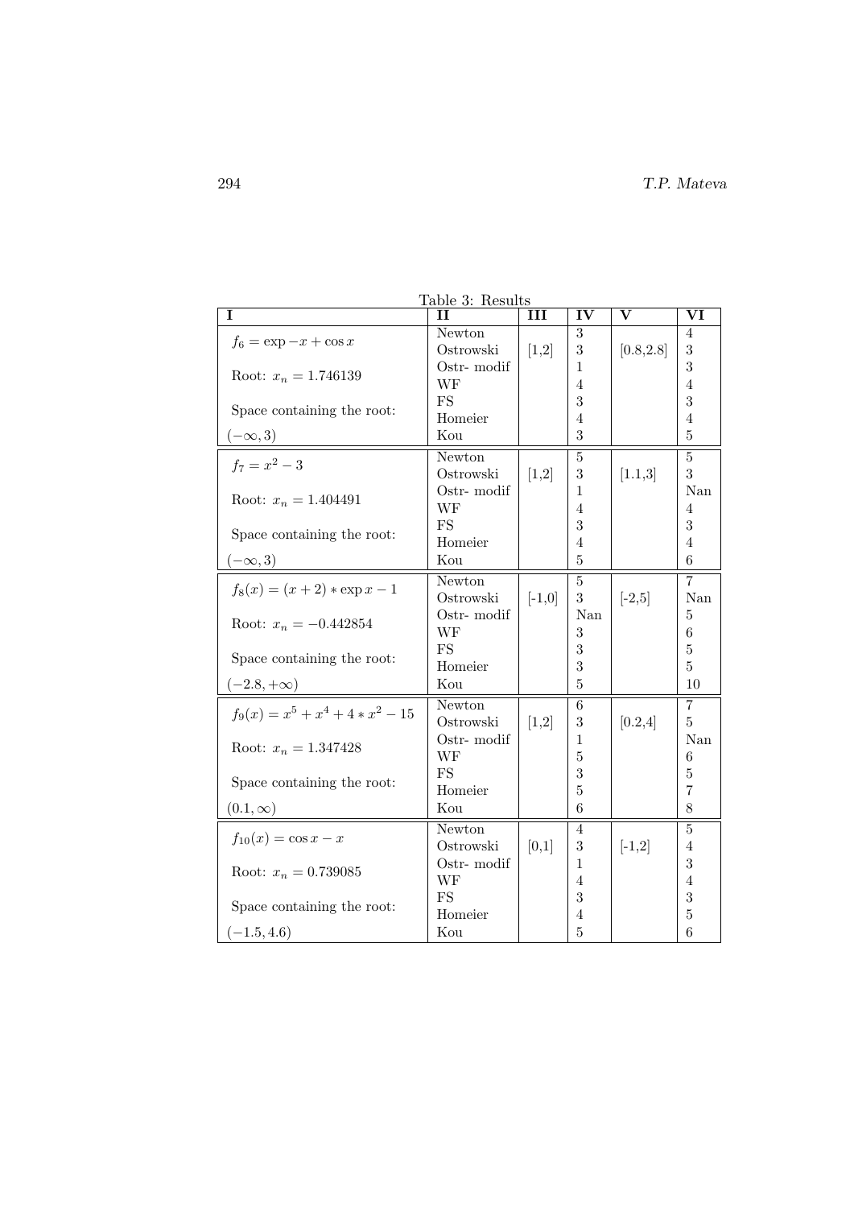Table 3: Results

| I | II | III | IV | V | VI |
|---|---|---|---|---|---|
| $f_6 = \exp -x + \cos x$ | Newton | | 3 | | 4 |
| | Ostrowski | [1,2] | 3 | [0.8,2.8] | 3 |
| Root: $x_n = 1.746139$ | Ostr- modif | | 1 | | 3 |
| | WF | | 4 | | 4 |
| Space containing the root: | FS | | 3 | | 3 |
| | Homeier | | 4 | | 4 |
| $(-\infty, 3)$ | Kou | | 3 | | 5 |
| $f_7 = x^2 - 3$ | Newton | | 5 | | 5 |
| | Ostrowski | [1,2] | 3 | [1.1,3] | 3 |
| Root: $x_n = 1.404491$ | Ostr- modif | | 1 | | Nan |
| | WF | | 4 | | 4 |
| Space containing the root: | FS | | 3 | | 3 |
| | Homeier | | 4 | | 4 |
| $(-\infty, 3)$ | Kou | | 5 | | 6 |
| $f_8(x) = (x + 2) * \exp x - 1$ | Newton | | 5 | | 7 |
| | Ostrowski | [-1,0] | 3 | [-2,5] | Nan |
| Root: $x_n = -0.442854$ | Ostr- modif | | Nan | | 5 |
| | WF | | 3 | | 6 |
| Space containing the root: | FS | | 3 | | 5 |
| | Homeier | | 3 | | 5 |
| $(-2.8, +\infty)$ | Kou | | 5 | | 10 |
| $f_9(x) = x^5 + x^4 + 4 * x^2 - 15$ | Newton | | 6 | | 7 |
| | Ostrowski | [1,2] | 3 | [0.2,4] | 5 |
| Root: $x_n = 1.347428$ | Ostr- modif | | 1 | | Nan |
| | WF | | 5 | | 6 |
| Space containing the root: | FS | | 3 | | 5 |
| | Homeier | | 5 | | 7 |
| $(0.1, \infty)$ | Kou | | 6 | | 8 |
| $f_{10}(x) = \cos x - x$ | Newton | | 4 | | 5 |
| | Ostrowski | [0,1] | 3 | [-1,2] | 4 |
| Root: $x_n = 0.739085$ | Ostr- modif | | 1 | | 3 |
| | WF | | 4 | | 4 |
| Space containing the root: | FS | | 3 | | 3 |
| | Homeier | | 4 | | 5 |
| $(-1.5, 4.6)$ | Kou | | 5 | | 6 |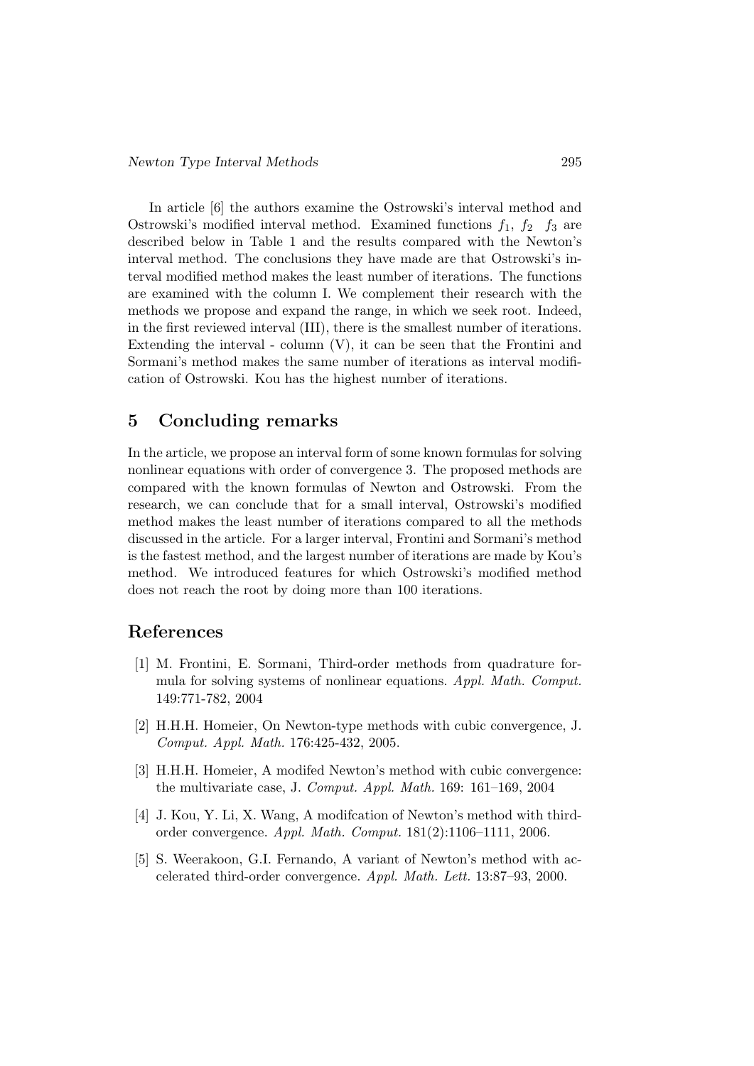In article [6] the authors examine the Ostrowski's interval method and Ostrowski's modified interval method. Examined functions $f_1$, $f_2$ $f_3$ are described below in Table 1 and the results compared with the Newton's interval method. The conclusions they have made are that Ostrowski's interval modified method makes the least number of iterations. The functions are examined with the column I. We complement their research with the methods we propose and expand the range, in which we seek root. Indeed, in the first reviewed interval (III), there is the smallest number of iterations. Extending the interval - column (V), it can be seen that the Frontini and Sormani's method makes the same number of iterations as interval modification of Ostrowski. Kou has the highest number of iterations.

## 5 Concluding remarks

In the article, we propose an interval form of some known formulas for solving nonlinear equations with order of convergence 3. The proposed methods are compared with the known formulas of Newton and Ostrowski. From the research, we can conclude that for a small interval, Ostrowski's modified method makes the least number of iterations compared to all the methods discussed in the article. For a larger interval, Frontini and Sormani's method is the fastest method, and the largest number of iterations are made by Kou's method. We introduced features for which Ostrowski's modified method does not reach the root by doing more than 100 iterations.

## References

[1] M. Frontini, E. Sormani, Third-order methods from quadrature formula for solving systems of nonlinear equations. *Appl. Math. Comput.* 149:771-782, 2004

[2] H.H.H. Homeier, On Newton-type methods with cubic convergence, J. *Comput. Appl. Math.* 176:425-432, 2005.

[3] H.H.H. Homeier, A modifed Newton's method with cubic convergence: the multivariate case, J. *Comput. Appl. Math.* 169: 161–169, 2004

[4] J. Kou, Y. Li, X. Wang, A modifcation of Newton's method with third-order convergence. *Appl. Math. Comput.* 181(2):1106–1111, 2006.

[5] S. Weerakoon, G.I. Fernando, A variant of Newton's method with accelerated third-order convergence. *Appl. Math. Lett.* 13:87–93, 2000.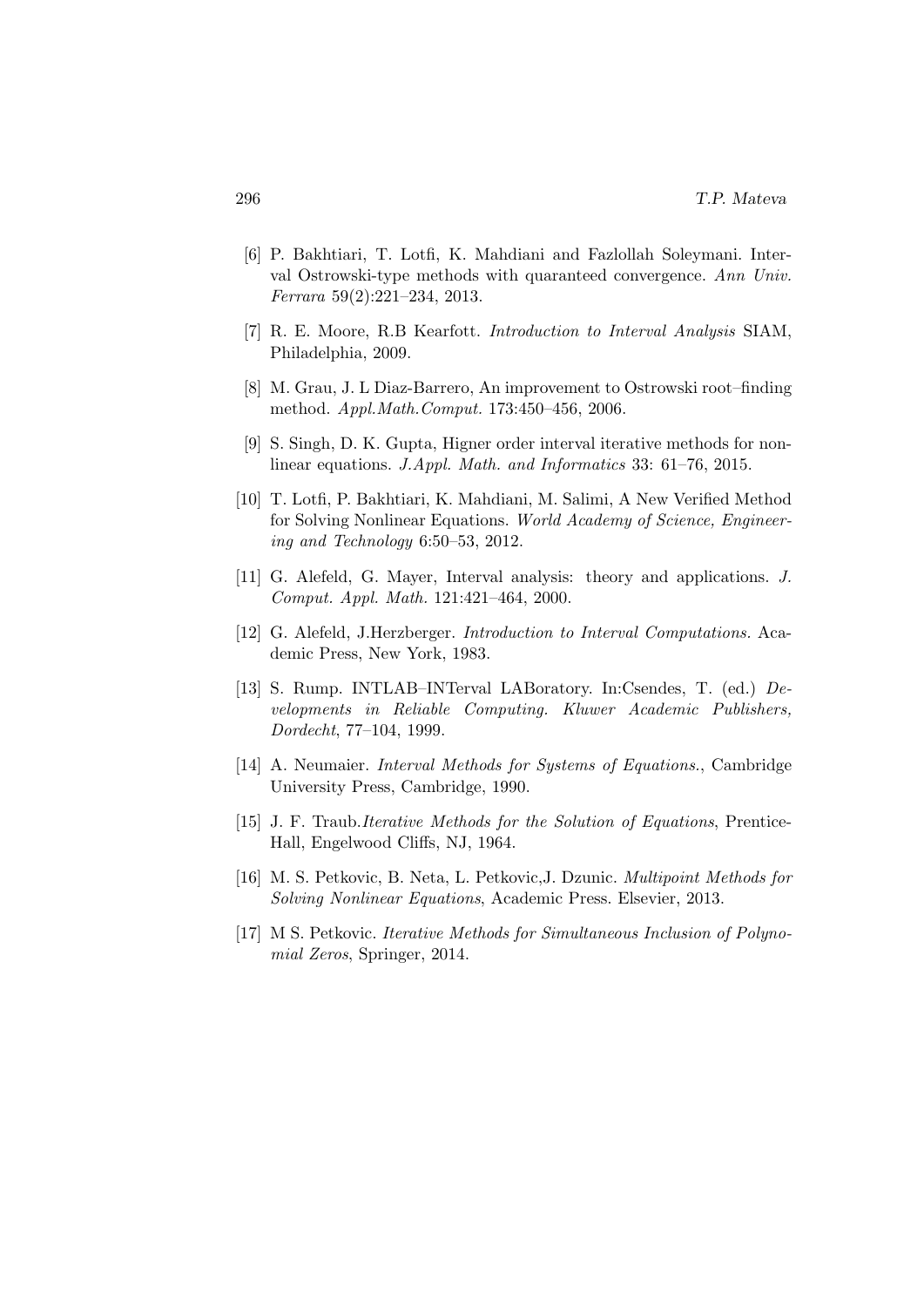[6] P. Bakhtiari, T. Lotfi, K. Mahdiani and Fazlollah Soleymani. Interval Ostrowski-type methods with quaranteed convergence. *Ann Univ. Ferrara* 59(2):221–234, 2013.

[7] R. E. Moore, R.B Kearfott. *Introduction to Interval Analysis* SIAM, Philadelphia, 2009.

[8] M. Grau, J. L Diaz-Barrero, An improvement to Ostrowski root–finding method. *Appl.Math.Comput.* 173:450–456, 2006.

[9] S. Singh, D. K. Gupta, Higner order interval iterative methods for nonlinear equations. *J.Appl. Math. and Informatics* 33: 61–76, 2015.

[10] T. Lotfi, P. Bakhtiari, K. Mahdiani, M. Salimi, A New Verified Method for Solving Nonlinear Equations. *World Academy of Science, Engineering and Technology* 6:50–53, 2012.

[11] G. Alefeld, G. Mayer, Interval analysis: theory and applications. *J. Comput. Appl. Math.* 121:421–464, 2000.

[12] G. Alefeld, J.Herzberger. *Introduction to Interval Computations.* Academic Press, New York, 1983.

[13] S. Rump. INTLAB–INTerval LABoratory. In:Csendes, T. (ed.) *Developments in Reliable Computing. Kluwer Academic Publishers, Dordecht*, 77–104, 1999.

[14] A. Neumaier. *Interval Methods for Systems of Equations.*, Cambridge University Press, Cambridge, 1990.

[15] J. F. Traub.*Iterative Methods for the Solution of Equations*, Prentice-Hall, Engelwood Cliffs, NJ, 1964.

[16] M. S. Petkovic, B. Neta, L. Petkovic,J. Dzunic. *Multipoint Methods for Solving Nonlinear Equations*, Academic Press. Elsevier, 2013.

[17] M S. Petkovic. *Iterative Methods for Simultaneous Inclusion of Polynomial Zeros*, Springer, 2014.